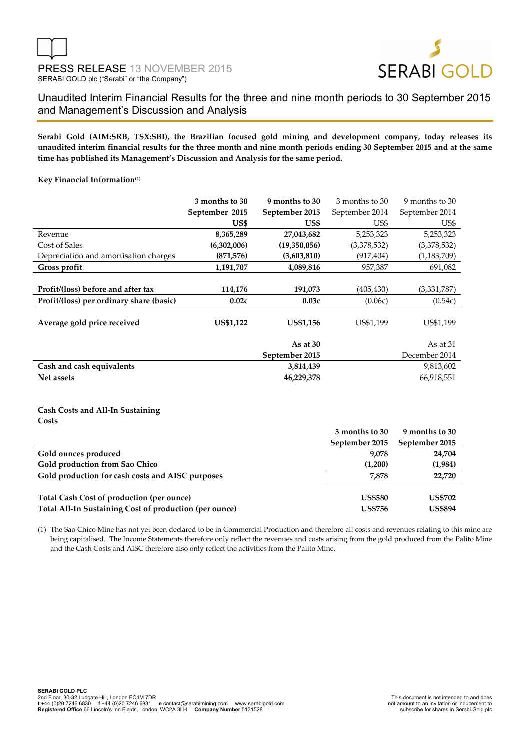PRESS RELEASE 13 NOVEMBER 2015

SERABI GOLD plc ("Serabi" or "the Company")

# Unaudited Interim Financial Results for the three and nine month periods to 30 September 2015 and Management's Discussion and Analysis

**Serabi Gold (AIM:SRB, TSX:SBI), the Brazilian focused gold mining and development company, today releases its unaudited interim financial results for the three month and nine month periods ending 30 September 2015 and at the same time has published its Management's Discussion and Analysis for the same period.**

**Key Financial Information[1]**

| | **3 months to 30 September 2015 US$** | **9 months to 30 September 2015 US$** | 3 months to 30 September 2014 US$ | 9 months to 30 September 2014 US$ |
|---|---|---|---|---|
| Revenue | **8,365,289** | **27,043,682** | 5,253,323 | 5,253,323 |
| Cost of Sales | **(6,302,006)** | **(19,350,056)** | (3,378,532) | (3,378,532) |
| Depreciation and amortisation charges | **(871,576)** | **(3,603,810)** | (917,404) | (1,183,709) |
| **Gross profit** | **1,191,707** | **4,089,816** | 957,387 | 691,082 |
| | | | | |
| **Profit/(loss) before and after tax** | **114,176** | **191,073** | (405,430) | (3,331,787) |
| **Profit/(loss) per ordinary share (basic)** | **0.02c** | **0.03c** | (0.06c) | (0.54c) |
| | | | | |
| **Average gold price received** | **US$1,122** | **US$1,156** | US$1,199 | US$1,199 |

| | **As at 30 September 2015** | As at 31 December 2014 |
|---|---|---|
| **Cash and cash equivalents** | **3,814,439** | 9,813,602 |
| **Net assets** | **46,229,378** | 66,918,551 |

**Cash Costs and All-In Sustaining Costs**

| | **3 months to 30 September 2015** | **9 months to 30 September 2015** |
|---|---|---|
| **Gold ounces produced** | **9,078** | **24,704** |
| **Gold production from Sao Chico** | **(1,200)** | **(1,984)** |
| **Gold production for cash costs and AISC purposes** | **7,878** | **22,720** |
| | | |
| **Total Cash Cost of production (per ounce)** | **US$580** | **US$702** |
| **Total All-In Sustaining Cost of production (per ounce)** | **US$756** | **US$894** |

(1) The Sao Chico Mine has not yet been declared to be in Commercial Production and therefore all costs and revenues relating to this mine are being capitalised. The Income Statements therefore only reflect the revenues and costs arising from the gold produced from the Palito Mine and the Cash Costs and AISC therefore also only reflect the activities from the Palito Mine.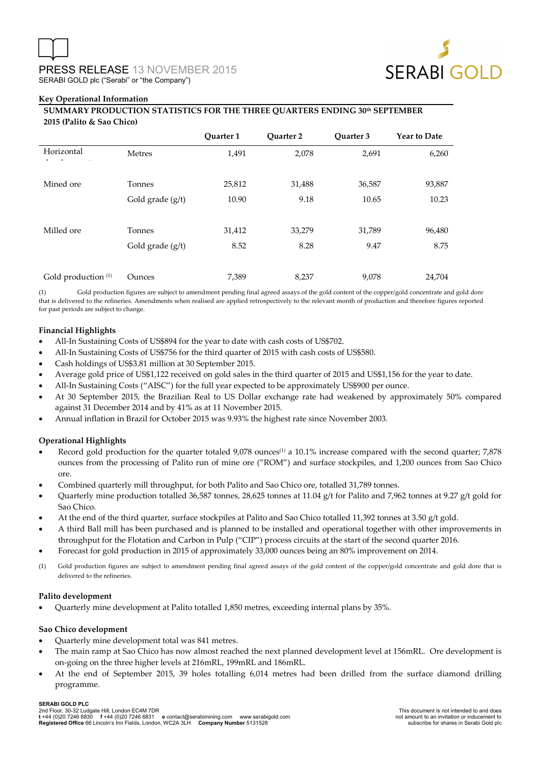## Key Operational Information

**SUMMARY PRODUCTION STATISTICS FOR THE THREE QUARTERS ENDING 30th SEPTEMBER 2015 (Palito & Sao Chico)**

| | | Quarter 1 | Quarter 2 | Quarter 3 | Year to Date |
|---|---|---|---|---|---|
| Horizontal development | Metres | 1,491 | 2,078 | 2,691 | 6,260 |
| Mined ore | Tonnes | 25,812 | 31,488 | 36,587 | 93,887 |
| | Gold grade (g/t) | 10.90 | 9.18 | 10.65 | 10.23 |
| Milled ore | Tonnes | 31,412 | 33,279 | 31,789 | 96,480 |
| | Gold grade (g/t) | 8.52 | 8.28 | 9.47 | 8.75 |
| Gold production [1] | Ounces | 7,389 | 8,237 | 9,078 | 24,704 |

(1) Gold production figures are subject to amendment pending final agreed assays of the gold content of the copper/gold concentrate and gold dore that is delivered to the refineries. Amendments when realised are applied retrospectively to the relevant month of production and therefore figures reported for past periods are subject to change.

### Financial Highlights

- All-In Sustaining Costs of US$894 for the year to date with cash costs of US$702.
- All-In Sustaining Costs of US$756 for the third quarter of 2015 with cash costs of US$580.
- Cash holdings of US$3.81 million at 30 September 2015.
- Average gold price of US$1,122 received on gold sales in the third quarter of 2015 and US$1,156 for the year to date.
- All-In Sustaining Costs ("AISC") for the full year expected to be approximately US$900 per ounce.
- At 30 September 2015, the Brazilian Real to US Dollar exchange rate had weakened by approximately 50% compared against 31 December 2014 and by 41% as at 11 November 2015.
- Annual inflation in Brazil for October 2015 was 9.93% the highest rate since November 2003.

### Operational Highlights

- Record gold production for the quarter totaled 9,078 ounces[1] a 10.1% increase compared with the second quarter; 7,878 ounces from the processing of Palito run of mine ore ("ROM") and surface stockpiles, and 1,200 ounces from Sao Chico ore.
- Combined quarterly mill throughput, for both Palito and Sao Chico ore, totalled 31,789 tonnes.
- Quarterly mine production totalled 36,587 tonnes, 28,625 tonnes at 11.04 g/t for Palito and 7,962 tonnes at 9.27 g/t gold for Sao Chico.
- At the end of the third quarter, surface stockpiles at Palito and Sao Chico totalled 11,392 tonnes at 3.50 g/t gold.
- A third Ball mill has been purchased and is planned to be installed and operational together with other improvements in throughput for the Flotation and Carbon in Pulp ("CIP") process circuits at the start of the second quarter 2016.
- Forecast for gold production in 2015 of approximately 33,000 ounces being an 80% improvement on 2014.

(1) Gold production figures are subject to amendment pending final agreed assays of the gold content of the copper/gold concentrate and gold dore that is delivered to the refineries.

### Palito development

- Quarterly mine development at Palito totalled 1,850 metres, exceeding internal plans by 35%.

### Sao Chico development

- Quarterly mine development total was 841 metres.
- The main ramp at Sao Chico has now almost reached the next planned development level at 156mRL. Ore development is on-going on the three higher levels at 216mRL, 199mRL and 186mRL.
- At the end of September 2015, 39 holes totalling 6,014 metres had been drilled from the surface diamond drilling programme.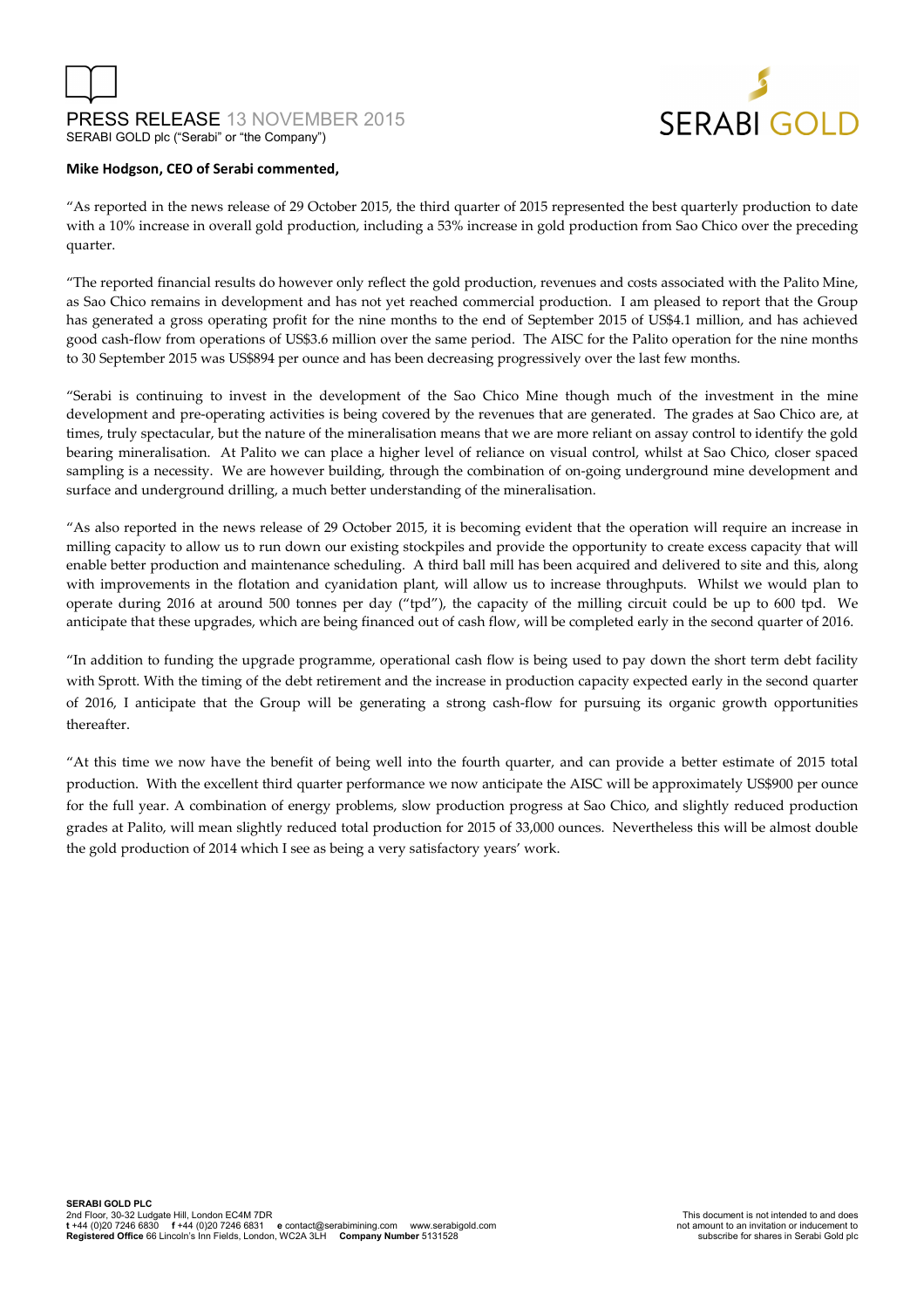**Mike Hodgson, CEO of Serabi commented,**

"As reported in the news release of 29 October 2015, the third quarter of 2015 represented the best quarterly production to date with a 10% increase in overall gold production, including a 53% increase in gold production from Sao Chico over the preceding quarter.

"The reported financial results do however only reflect the gold production, revenues and costs associated with the Palito Mine, as Sao Chico remains in development and has not yet reached commercial production. I am pleased to report that the Group has generated a gross operating profit for the nine months to the end of September 2015 of US$4.1 million, and has achieved good cash-flow from operations of US$3.6 million over the same period. The AISC for the Palito operation for the nine months to 30 September 2015 was US$894 per ounce and has been decreasing progressively over the last few months.

"Serabi is continuing to invest in the development of the Sao Chico Mine though much of the investment in the mine development and pre-operating activities is being covered by the revenues that are generated. The grades at Sao Chico are, at times, truly spectacular, but the nature of the mineralisation means that we are more reliant on assay control to identify the gold bearing mineralisation. At Palito we can place a higher level of reliance on visual control, whilst at Sao Chico, closer spaced sampling is a necessity. We are however building, through the combination of on-going underground mine development and surface and underground drilling, a much better understanding of the mineralisation.

"As also reported in the news release of 29 October 2015, it is becoming evident that the operation will require an increase in milling capacity to allow us to run down our existing stockpiles and provide the opportunity to create excess capacity that will enable better production and maintenance scheduling. A third ball mill has been acquired and delivered to site and this, along with improvements in the flotation and cyanidation plant, will allow us to increase throughputs. Whilst we would plan to operate during 2016 at around 500 tonnes per day ("tpd"), the capacity of the milling circuit could be up to 600 tpd. We anticipate that these upgrades, which are being financed out of cash flow, will be completed early in the second quarter of 2016.

"In addition to funding the upgrade programme, operational cash flow is being used to pay down the short term debt facility with Sprott. With the timing of the debt retirement and the increase in production capacity expected early in the second quarter of 2016, I anticipate that the Group will be generating a strong cash-flow for pursuing its organic growth opportunities thereafter.

"At this time we now have the benefit of being well into the fourth quarter, and can provide a better estimate of 2015 total production. With the excellent third quarter performance we now anticipate the AISC will be approximately US$900 per ounce for the full year. A combination of energy problems, slow production progress at Sao Chico, and slightly reduced production grades at Palito, will mean slightly reduced total production for 2015 of 33,000 ounces. Nevertheless this will be almost double the gold production of 2014 which I see as being a very satisfactory years' work.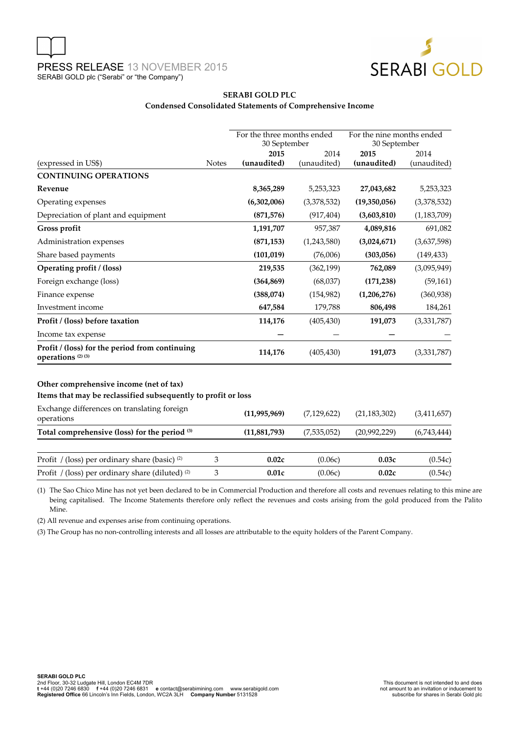PRESS RELEASE 13 NOVEMBER 2015
SERABI GOLD plc ("Serabi" or "the Company")

## SERABI GOLD PLC

### Condensed Consolidated Statements of Comprehensive Income

| | | For the three months ended 30 September | | For the nine months ended 30 September | |
|---|---|---|---|---|---|
| (expressed in US$) | Notes | **2015 (unaudited)** | 2014 (unaudited) | **2015 (unaudited)** | 2014 (unaudited) |
| **CONTINUING OPERATIONS** | | | | | |
| **Revenue** | | **8,365,289** | 5,253,323 | **27,043,682** | 5,253,323 |
| Operating expenses | | **(6,302,006)** | (3,378,532) | **(19,350,056)** | (3,378,532) |
| Depreciation of plant and equipment | | **(871,576)** | (917,404) | **(3,603,810)** | (1,183,709) |
| **Gross profit** | | **1,191,707** | 957,387 | **4,089,816** | 691,082 |
| Administration expenses | | **(871,153)** | (1,243,580) | **(3,024,671)** | (3,637,598) |
| Share based payments | | **(101,019)** | (76,006) | **(303,056)** | (149,433) |
| **Operating profit / (loss)** | | **219,535** | (362,199) | **762,089** | (3,095,949) |
| Foreign exchange (loss) | | **(364,869)** | (68,037) | **(171,238)** | (59,161) |
| Finance expense | | **(388,074)** | (154,982) | **(1,206,276)** | (360,938) |
| Investment income | | **647,584** | 179,788 | **806,498** | 184,261 |
| **Profit / (loss) before taxation** | | **114,176** | (405,430) | **191,073** | (3,331,787) |
| Income tax expense | | **—** | — | **—** | — |
| **Profit / (loss) for the period from continuing operations [2] [3]** | | **114,176** | (405,430) | **191,073** | (3,331,787) |
| | | | | | |
| **Other comprehensive income (net of tax)** | | | | | |
| **Items that may be reclassified subsequently to profit or loss** | | | | | |
| Exchange differences on translating foreign operations | | **(11,995,969)** | (7,129,622) | (21,183,302) | (3,411,657) |
| **Total comprehensive (loss) for the period [3]** | | **(11,881,793)** | (7,535,052) | (20,992,229) | (6,743,444) |
| | | | | | |
| Profit / (loss) per ordinary share (basic) [2] | 3 | **0.02c** | (0.06c) | **0.03c** | (0.54c) |
| Profit / (loss) per ordinary share (diluted) [2] | 3 | **0.01c** | (0.06c) | **0.02c** | (0.54c) |

(1) The Sao Chico Mine has not yet been declared to be in Commercial Production and therefore all costs and revenues relating to this mine are being capitalised. The Income Statements therefore only reflect the revenues and costs arising from the gold produced from the Palito Mine.

(2) All revenue and expenses arise from continuing operations.

(3) The Group has no non-controlling interests and all losses are attributable to the equity holders of the Parent Company.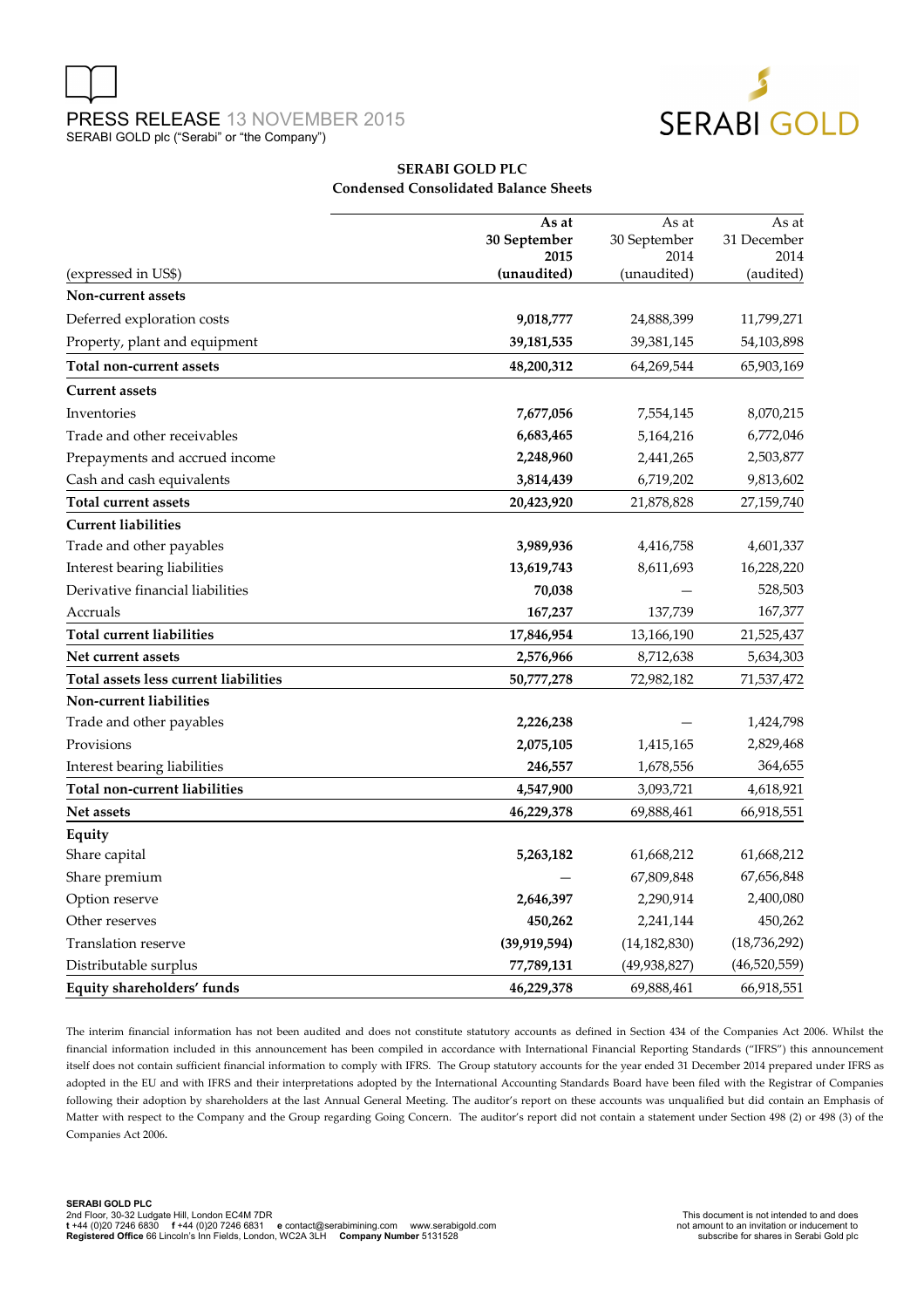PRESS RELEASE 13 NOVEMBER 2015
SERABI GOLD plc ("Serabi" or "the Company")

## SERABI GOLD PLC
### Condensed Consolidated Balance Sheets

| (expressed in US$) | As at 30 September 2015 (unaudited) | As at 30 September 2014 (unaudited) | As at 31 December 2014 (audited) |
|---|---|---|---|
| **Non-current assets** | | | |
| Deferred exploration costs | **9,018,777** | 24,888,399 | 11,799,271 |
| Property, plant and equipment | **39,181,535** | 39,381,145 | 54,103,898 |
| **Total non-current assets** | **48,200,312** | 64,269,544 | 65,903,169 |
| **Current assets** | | | |
| Inventories | **7,677,056** | 7,554,145 | 8,070,215 |
| Trade and other receivables | **6,683,465** | 5,164,216 | 6,772,046 |
| Prepayments and accrued income | **2,248,960** | 2,441,265 | 2,503,877 |
| Cash and cash equivalents | **3,814,439** | 6,719,202 | 9,813,602 |
| **Total current assets** | **20,423,920** | 21,878,828 | 27,159,740 |
| **Current liabilities** | | | |
| Trade and other payables | **3,989,936** | 4,416,758 | 4,601,337 |
| Interest bearing liabilities | **13,619,743** | 8,611,693 | 16,228,220 |
| Derivative financial liabilities | **70,038** | — | 528,503 |
| Accruals | **167,237** | 137,739 | 167,377 |
| **Total current liabilities** | **17,846,954** | 13,166,190 | 21,525,437 |
| **Net current assets** | **2,576,966** | 8,712,638 | 5,634,303 |
| **Total assets less current liabilities** | **50,777,278** | 72,982,182 | 71,537,472 |
| **Non-current liabilities** | | | |
| Trade and other payables | **2,226,238** | — | 1,424,798 |
| Provisions | **2,075,105** | 1,415,165 | 2,829,468 |
| Interest bearing liabilities | **246,557** | 1,678,556 | 364,655 |
| **Total non-current liabilities** | **4,547,900** | 3,093,721 | 4,618,921 |
| **Net assets** | **46,229,378** | 69,888,461 | 66,918,551 |
| **Equity** | | | |
| Share capital | **5,263,182** | 61,668,212 | 61,668,212 |
| Share premium | **—** | 67,809,848 | 67,656,848 |
| Option reserve | **2,646,397** | 2,290,914 | 2,400,080 |
| Other reserves | **450,262** | 2,241,144 | 450,262 |
| Translation reserve | **(39,919,594)** | (14,182,830) | (18,736,292) |
| Distributable surplus | **77,789,131** | (49,938,827) | (46,520,559) |
| **Equity shareholders' funds** | **46,229,378** | 69,888,461 | 66,918,551 |

The interim financial information has not been audited and does not constitute statutory accounts as defined in Section 434 of the Companies Act 2006. Whilst the financial information included in this announcement has been compiled in accordance with International Financial Reporting Standards ("IFRS") this announcement itself does not contain sufficient financial information to comply with IFRS. The Group statutory accounts for the year ended 31 December 2014 prepared under IFRS as adopted in the EU and with IFRS and their interpretations adopted by the International Accounting Standards Board have been filed with the Registrar of Companies following their adoption by shareholders at the last Annual General Meeting. The auditor's report on these accounts was unqualified but did contain an Emphasis of Matter with respect to the Company and the Group regarding Going Concern. The auditor's report did not contain a statement under Section 498 (2) or 498 (3) of the Companies Act 2006.

**SERABI GOLD PLC**
2nd Floor, 30-32 Ludgate Hill, London EC4M 7DR
**t** +44 (0)20 7246 6830 **f** +44 (0)20 7246 6831 **e** contact@serabimining.com www.serabigold.com
**Registered Office** 66 Lincoln's Inn Fields, London, WC2A 3LH **Company Number** 5131528

This document is not intended to and does not amount to an invitation or inducement to subscribe for shares in Serabi Gold plc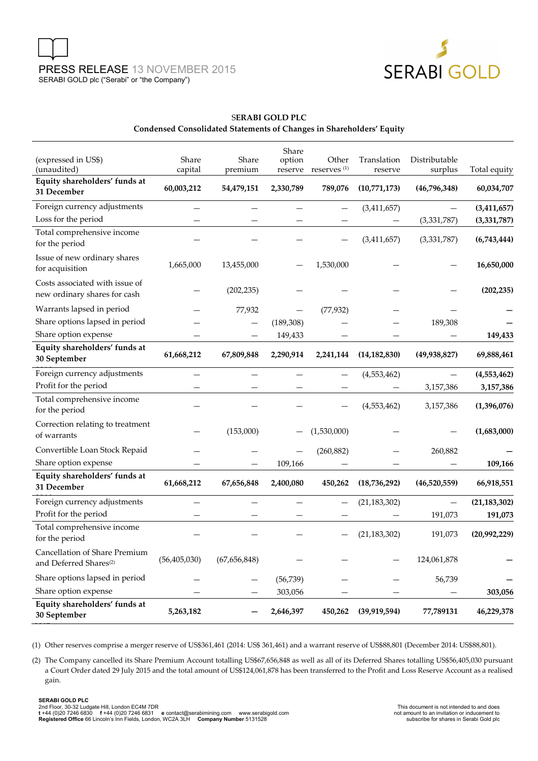**SERABI GOLD PLC**
**Condensed Consolidated Statements of Changes in Shareholders' Equity**

| (expressed in US$) (unaudited) | Share capital | Share premium | Share option reserve | Other reserves [(1)] | Translation reserve | Distributable surplus | Total equity |
|---|---|---|---|---|---|---|---|
| **Equity shareholders' funds at 31 December** | **60,003,212** | **54,479,151** | **2,330,789** | **789,076** | **(10,771,173)** | **(46,796,348)** | **60,034,707** |
| Foreign currency adjustments | — | — | — | — | (3,411,657) | — | **(3,411,657)** |
| Loss for the period | — | — | — | — | — | (3,331,787) | **(3,331,787)** |
| Total comprehensive income for the period | — | — | — | — | (3,411,657) | (3,331,787) | **(6,743,444)** |
| Issue of new ordinary shares for acquisition | 1,665,000 | 13,455,000 | — | 1,530,000 | — | — | **16,650,000** |
| Costs associated with issue of new ordinary shares for cash | — | (202,235) | — | — | — | — | **(202,235)** |
| Warrants lapsed in period | — | 77,932 | — | (77,932) | — | — | **—** |
| Share options lapsed in period | — | — | (189,308) | — | — | 189,308 | **—** |
| Share option expense | — | — | 149,433 | — | — | — | **149,433** |
| **Equity shareholders' funds at 30 September** | **61,668,212** | **67,809,848** | **2,290,914** | **2,241,144** | **(14,182,830)** | **(49,938,827)** | **69,888,461** |
| Foreign currency adjustments | — | — | — | — | (4,553,462) | — | **(4,553,462)** |
| Profit for the period | — | — | — | — | — | 3,157,386 | **3,157,386** |
| Total comprehensive income for the period | — | — | — | — | (4,553,462) | 3,157,386 | **(1,396,076)** |
| Correction relating to treatment of warrants | — | (153,000) | — | (1,530,000) | — | — | **(1,683,000)** |
| Convertible Loan Stock Repaid | — | — | — | (260,882) | — | 260,882 | **—** |
| Share option expense | — | — | 109,166 | — | — | — | **109,166** |
| **Equity shareholders' funds at 31 December** | **61,668,212** | **67,656,848** | **2,400,080** | **450,262** | **(18,736,292)** | **(46,520,559)** | **66,918,551** |
| Foreign currency adjustments | — | — | — | — | (21,183,302) | — | **(21,183,302)** |
| Profit for the period | — | — | — | — | — | 191,073 | **191,073** |
| Total comprehensive income for the period | — | — | — | — | (21,183,302) | 191,073 | **(20,992,229)** |
| Cancellation of Share Premium and Deferred Shares[(2)] | (56,405,030) | (67,656,848) | — | — | — | 124,061,878 | **—** |
| Share options lapsed in period | — | — | (56,739) | — | — | 56,739 | **—** |
| Share option expense | — | — | 303,056 | — | — | — | **303,056** |
| **Equity shareholders' funds at 30 September** | **5,263,182** | **—** | **2,646,397** | **450,262** | **(39,919,594)** | **77,789131** | **46,229,378** |

(1) Other reserves comprise a merger reserve of US$361,461 (2014: US$ 361,461) and a warrant reserve of US$88,801 (December 2014: US$88,801).

(2) The Company cancelled its Share Premium Account totalling US$67,656,848 as well as all of its Deferred Shares totalling US$56,405,030 pursuant a Court Order dated 29 July 2015 and the total amount of US$124,061,878 has been transferred to the Profit and Loss Reserve Account as a realised gain.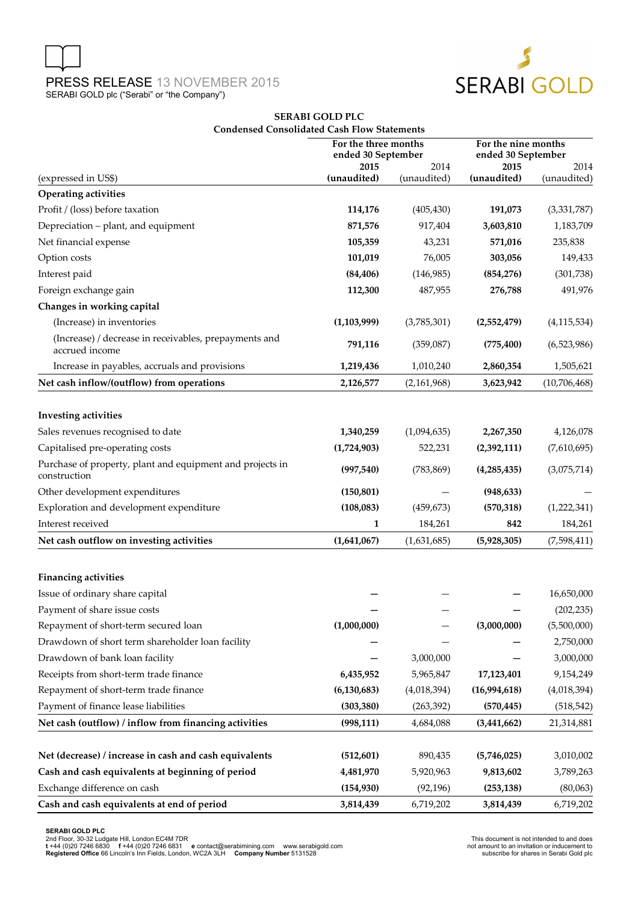PRESS RELEASE 13 NOVEMBER 2015
SERABI GOLD plc ("Serabi" or "the Company")

**SERABI GOLD PLC**
**Condensed Consolidated Cash Flow Statements**

| (expressed in US$) | For the three months ended 30 September 2015 (unaudited) | 2014 (unaudited) | For the nine months ended 30 September 2015 (unaudited) | 2014 (unaudited) |
|---|---|---|---|---|
| **Operating activities** | | | | |
| Profit / (loss) before taxation | **114,176** | (405,430) | **191,073** | (3,331,787) |
| Depreciation – plant, and equipment | **871,576** | 917,404 | **3,603,810** | 1,183,709 |
| Net financial expense | **105,359** | 43,231 | **571,016** | 235,838 |
| Option costs | **101,019** | 76,005 | **303,056** | 149,433 |
| Interest paid | **(84,406)** | (146,985) | **(854,276)** | (301,738) |
| Foreign exchange gain | **112,300** | 487,955 | **276,788** | 491,976 |
| **Changes in working capital** | | | | |
| (Increase) in inventories | **(1,103,999)** | (3,785,301) | **(2,552,479)** | (4,115,534) |
| (Increase) / decrease in receivables, prepayments and accrued income | **791,116** | (359,087) | **(775,400)** | (6,523,986) |
| Increase in payables, accruals and provisions | **1,219,436** | 1,010,240 | **2,860,354** | 1,505,621 |
| **Net cash inflow/(outflow) from operations** | **2,126,577** | (2,161,968) | **3,623,942** | (10,706,468) |
| | | | | |
| **Investing activities** | | | | |
| Sales revenues recognised to date | **1,340,259** | (1,094,635) | **2,267,350** | 4,126,078 |
| Capitalised pre-operating costs | **(1,724,903)** | 522,231 | **(2,392,111)** | (7,610,695) |
| Purchase of property, plant and equipment and projects in construction | **(997,540)** | (783,869) | **(4,285,435)** | (3,075,714) |
| Other development expenditures | **(150,801)** | — | **(948,633)** | — |
| Exploration and development expenditure | **(108,083)** | (459,673) | **(570,318)** | (1,222,341) |
| Interest received | **1** | 184,261 | **842** | 184,261 |
| **Net cash outflow on investing activities** | **(1,641,067)** | (1,631,685) | **(5,928,305)** | (7,598,411) |
| | | | | |
| **Financing activities** | | | | |
| Issue of ordinary share capital | **—** | — | **—** | 16,650,000 |
| Payment of share issue costs | **—** | — | **—** | (202,235) |
| Repayment of short-term secured loan | **(1,000,000)** | — | **(3,000,000)** | (5,500,000) |
| Drawdown of short term shareholder loan facility | **—** | — | **—** | 2,750,000 |
| Drawdown of bank loan facility | **—** | 3,000,000 | **—** | 3,000,000 |
| Receipts from short-term trade finance | **6,435,952** | 5,965,847 | **17,123,401** | 9,154,249 |
| Repayment of short-term trade finance | **(6,130,683)** | (4,018,394) | **(16,994,618)** | (4,018,394) |
| Payment of finance lease liabilities | **(303,380)** | (263,392) | **(570,445)** | (518,542) |
| **Net cash (outflow) / inflow from financing activities** | **(998,111)** | 4,684,088 | **(3,441,662)** | 21,314,881 |
| | | | | |
| **Net (decrease) / increase in cash and cash equivalents** | **(512,601)** | 890,435 | **(5,746,025)** | 3,010,002 |
| **Cash and cash equivalents at beginning of period** | **4,481,970** | 5,920,963 | **9,813,602** | 3,789,263 |
| Exchange difference on cash | **(154,930)** | (92,196) | **(253,138)** | (80,063) |
| **Cash and cash equivalents at end of period** | **3,814,439** | 6,719,202 | **3,814,439** | 6,719,202 |

**SERABI GOLD PLC**
2nd Floor, 30-32 Ludgate Hill, London EC4M 7DR
**t** +44 (0)20 7246 6830 **f** +44 (0)20 7246 6831 **e** contact@serabimining.com www.serabigold.com
**Registered Office** 66 Lincoln's Inn Fields, London, WC2A 3LH **Company Number** 5131528

This document is not intended to and does not amount to an invitation or inducement to subscribe for shares in Serabi Gold plc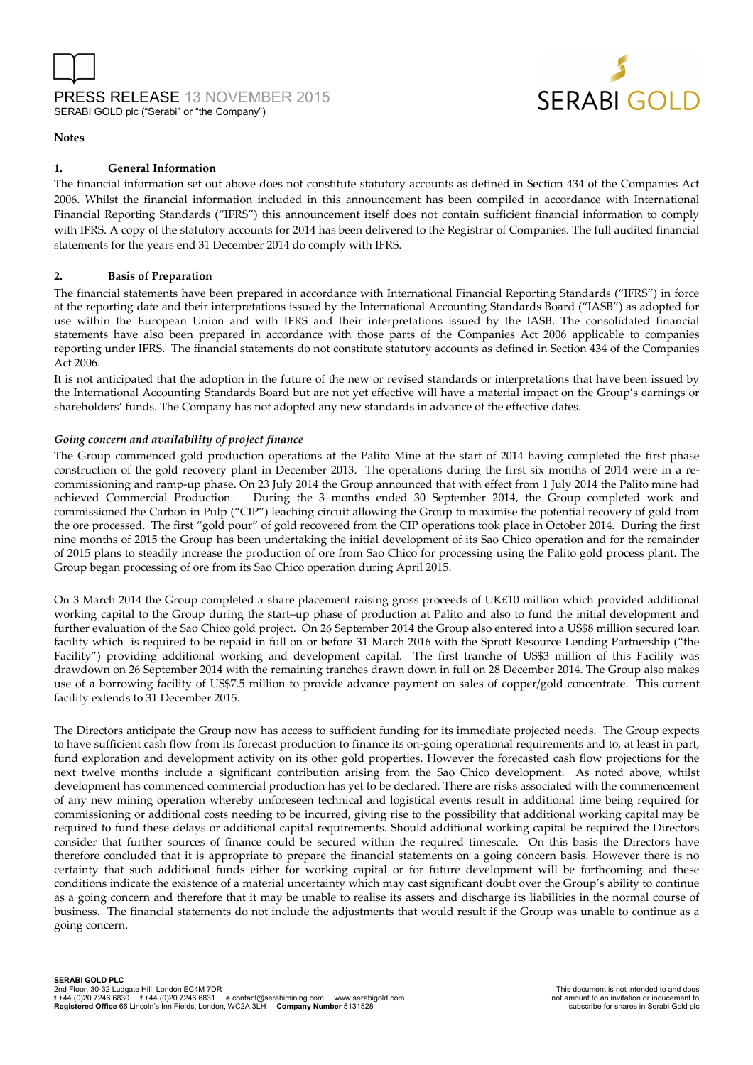**Notes**

**1. General Information**

The financial information set out above does not constitute statutory accounts as defined in Section 434 of the Companies Act 2006. Whilst the financial information included in this announcement has been compiled in accordance with International Financial Reporting Standards ("IFRS") this announcement itself does not contain sufficient financial information to comply with IFRS. A copy of the statutory accounts for 2014 has been delivered to the Registrar of Companies. The full audited financial statements for the years end 31 December 2014 do comply with IFRS.

**2. Basis of Preparation**

The financial statements have been prepared in accordance with International Financial Reporting Standards ("IFRS") in force at the reporting date and their interpretations issued by the International Accounting Standards Board ("IASB") as adopted for use within the European Union and with IFRS and their interpretations issued by the IASB. The consolidated financial statements have also been prepared in accordance with those parts of the Companies Act 2006 applicable to companies reporting under IFRS. The financial statements do not constitute statutory accounts as defined in Section 434 of the Companies Act 2006.

It is not anticipated that the adoption in the future of the new or revised standards or interpretations that have been issued by the International Accounting Standards Board but are not yet effective will have a material impact on the Group's earnings or shareholders' funds. The Company has not adopted any new standards in advance of the effective dates.

*Going concern and availability of project finance*

The Group commenced gold production operations at the Palito Mine at the start of 2014 having completed the first phase construction of the gold recovery plant in December 2013. The operations during the first six months of 2014 were in a re-commissioning and ramp-up phase. On 23 July 2014 the Group announced that with effect from 1 July 2014 the Palito mine had achieved Commercial Production. During the 3 months ended 30 September 2014, the Group completed work and commissioned the Carbon in Pulp ("CIP") leaching circuit allowing the Group to maximise the potential recovery of gold from the ore processed. The first "gold pour" of gold recovered from the CIP operations took place in October 2014. During the first nine months of 2015 the Group has been undertaking the initial development of its Sao Chico operation and for the remainder of 2015 plans to steadily increase the production of ore from Sao Chico for processing using the Palito gold process plant. The Group began processing of ore from its Sao Chico operation during April 2015.

On 3 March 2014 the Group completed a share placement raising gross proceeds of UK£10 million which provided additional working capital to the Group during the start–up phase of production at Palito and also to fund the initial development and further evaluation of the Sao Chico gold project. On 26 September 2014 the Group also entered into a US$8 million secured loan facility which is required to be repaid in full on or before 31 March 2016 with the Sprott Resource Lending Partnership ("the Facility") providing additional working and development capital. The first tranche of US$3 million of this Facility was drawdown on 26 September 2014 with the remaining tranches drawn down in full on 28 December 2014. The Group also makes use of a borrowing facility of US$7.5 million to provide advance payment on sales of copper/gold concentrate. This current facility extends to 31 December 2015.

The Directors anticipate the Group now has access to sufficient funding for its immediate projected needs. The Group expects to have sufficient cash flow from its forecast production to finance its on-going operational requirements and to, at least in part, fund exploration and development activity on its other gold properties. However the forecasted cash flow projections for the next twelve months include a significant contribution arising from the Sao Chico development. As noted above, whilst development has commenced commercial production has yet to be declared. There are risks associated with the commencement of any new mining operation whereby unforeseen technical and logistical events result in additional time being required for commissioning or additional costs needing to be incurred, giving rise to the possibility that additional working capital may be required to fund these delays or additional capital requirements. Should additional working capital be required the Directors consider that further sources of finance could be secured within the required timescale. On this basis the Directors have therefore concluded that it is appropriate to prepare the financial statements on a going concern basis. However there is no certainty that such additional funds either for working capital or for future development will be forthcoming and these conditions indicate the existence of a material uncertainty which may cast significant doubt over the Group's ability to continue as a going concern and therefore that it may be unable to realise its assets and discharge its liabilities in the normal course of business. The financial statements do not include the adjustments that would result if the Group was unable to continue as a going concern.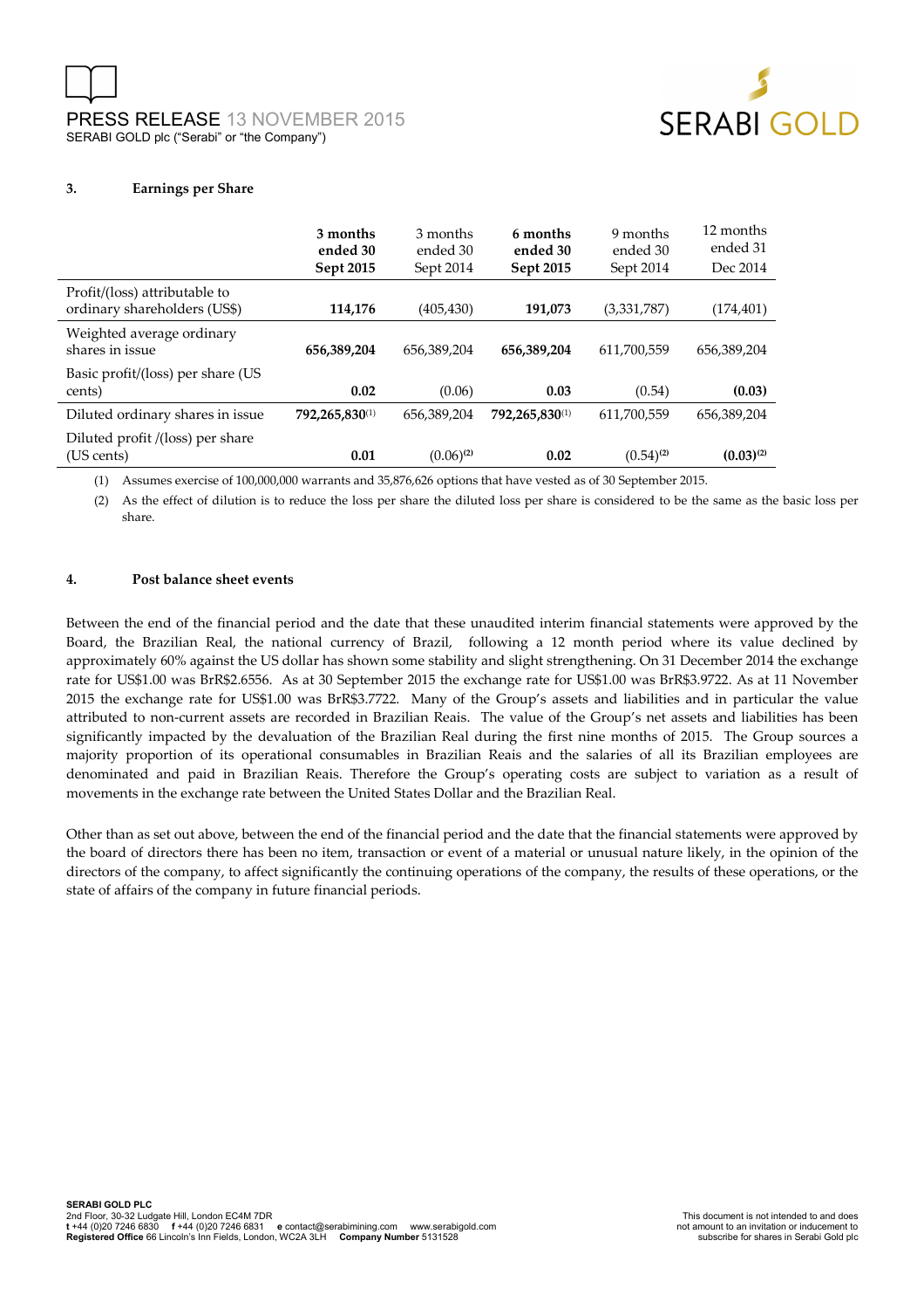### 3. Earnings per Share

| | **3 months ended 30 Sept 2015** | 3 months ended 30 Sept 2014 | **6 months ended 30 Sept 2015** | 9 months ended 30 Sept 2014 | 12 months ended 31 Dec 2014 |
|---|---|---|---|---|---|
| Profit/(loss) attributable to ordinary shareholders (US$) | **114,176** | (405,430) | **191,073** | (3,331,787) | (174,401) |
| Weighted average ordinary shares in issue | **656,389,204** | 656,389,204 | **656,389,204** | 611,700,559 | 656,389,204 |
| Basic profit/(loss) per share (US cents) | **0.02** | (0.06) | **0.03** | (0.54) | **(0.03)** |
| Diluted ordinary shares in issue | **792,265,830**(1) | 656,389,204 | **792,265,830**(1) | 611,700,559 | 656,389,204 |
| Diluted profit /(loss) per share (US cents) | **0.01** | (0.06)(2) | **0.02** | (0.54)(2) | **(0.03)(2)** |

(1) Assumes exercise of 100,000,000 warrants and 35,876,626 options that have vested as of 30 September 2015.

(2) As the effect of dilution is to reduce the loss per share the diluted loss per share is considered to be the same as the basic loss per share.

### 4. Post balance sheet events

Between the end of the financial period and the date that these unaudited interim financial statements were approved by the Board, the Brazilian Real, the national currency of Brazil, following a 12 month period where its value declined by approximately 60% against the US dollar has shown some stability and slight strengthening. On 31 December 2014 the exchange rate for US$1.00 was BrR$2.6556. As at 30 September 2015 the exchange rate for US$1.00 was BrR$3.9722. As at 11 November 2015 the exchange rate for US$1.00 was BrR$3.7722. Many of the Group's assets and liabilities and in particular the value attributed to non-current assets are recorded in Brazilian Reais. The value of the Group's net assets and liabilities has been significantly impacted by the devaluation of the Brazilian Real during the first nine months of 2015. The Group sources a majority proportion of its operational consumables in Brazilian Reais and the salaries of all its Brazilian employees are denominated and paid in Brazilian Reais. Therefore the Group's operating costs are subject to variation as a result of movements in the exchange rate between the United States Dollar and the Brazilian Real.

Other than as set out above, between the end of the financial period and the date that the financial statements were approved by the board of directors there has been no item, transaction or event of a material or unusual nature likely, in the opinion of the directors of the company, to affect significantly the continuing operations of the company, the results of these operations, or the state of affairs of the company in future financial periods.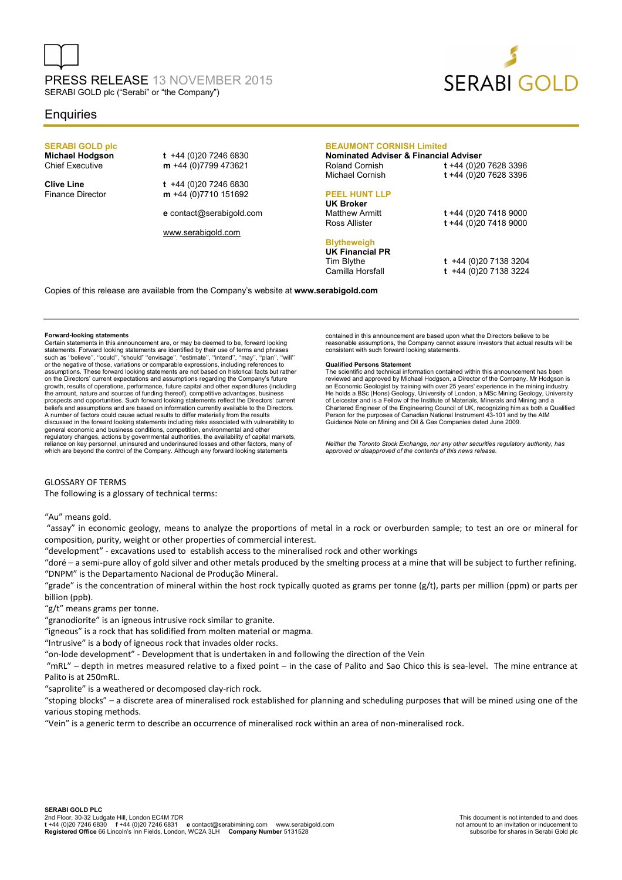PRESS RELEASE 13 NOVEMBER 2015
SERABI GOLD plc ("Serabi" or "the Company")

SERABI GOLD

## Enquiries

**SERABI GOLD plc**

| | |
|---|---|
| **Michael Hodgson** | **t** +44 (0)20 7246 6830 |
| Chief Executive | **m** +44 (0)7799 473621 |
| **Clive Line** | **t** +44 (0)20 7246 6830 |
| Finance Director | **m** +44 (0)7710 151692 |

**e** contact@serabigold.com

www.serabigold.com

**BEAUMONT CORNISH Limited**
**Nominated Adviser & Financial Adviser**

| | |
|---|---|
| Roland Cornish | **t** +44 (0)20 7628 3396 |
| Michael Cornish | **t** +44 (0)20 7628 3396 |

**PEEL HUNT LLP**
**UK Broker**

| | |
|---|---|
| Matthew Armitt | **t** +44 (0)20 7418 9000 |
| Ross Allister | **t** +44 (0)20 7418 9000 |

**Blytheweigh**
**UK Financial PR**

| | |
|---|---|
| Tim Blythe | **t** +44 (0)20 7138 3204 |
| Camilla Horsfall | **t** +44 (0)20 7138 3224 |

Copies of this release are available from the Company's website at **www.serabigold.com**

**Forward-looking statements**
Certain statements in this announcement are, or may be deemed to be, forward looking statements. Forward looking statements are identified by their use of terms and phrases such as ''believe'', ''could'', "should" ''envisage'', ''estimate'', ''intend'', ''may'', ''plan'', ''will'' or the negative of those, variations or comparable expressions, including references to assumptions. These forward looking statements are not based on historical facts but rather on the Directors' current expectations and assumptions regarding the Company's future growth, results of operations, performance, future capital and other expenditures (including the amount, nature and sources of funding thereof), competitive advantages, business prospects and opportunities. Such forward looking statements reflect the Directors' current beliefs and assumptions and are based on information currently available to the Directors. A number of factors could cause actual results to differ materially from the results discussed in the forward looking statements including risks associated with vulnerability to general economic and business conditions, competition, environmental and other regulatory changes, actions by governmental authorities, the availability of capital markets, reliance on key personnel, uninsured and underinsured losses and other factors, many of which are beyond the control of the Company. Although any forward looking statements contained in this announcement are based upon what the Directors believe to be reasonable assumptions, the Company cannot assure investors that actual results will be consistent with such forward looking statements.

**Qualified Persons Statement**
The scientific and technical information contained within this announcement has been reviewed and approved by Michael Hodgson, a Director of the Company. Mr Hodgson is an Economic Geologist by training with over 25 years' experience in the mining industry. He holds a BSc (Hons) Geology, University of London, a MSc Mining Geology, University of Leicester and is a Fellow of the Institute of Materials, Minerals and Mining and a Chartered Engineer of the Engineering Council of UK, recognizing him as both a Qualified Person for the purposes of Canadian National Instrument 43-101 and by the AIM Guidance Note on Mining and Oil & Gas Companies dated June 2009.

*Neither the Toronto Stock Exchange, nor any other securities regulatory authority, has approved or disapproved of the contents of this news release.*

GLOSSARY OF TERMS
The following is a glossary of technical terms:

"Au" means gold.
"assay" in economic geology, means to analyze the proportions of metal in a rock or overburden sample; to test an ore or mineral for composition, purity, weight or other properties of commercial interest.
"development" - excavations used to establish access to the mineralised rock and other workings
"doré – a semi-pure alloy of gold silver and other metals produced by the smelting process at a mine that will be subject to further refining.
"DNPM" is the Departamento Nacional de Produção Mineral.
"grade" is the concentration of mineral within the host rock typically quoted as grams per tonne (g/t), parts per million (ppm) or parts per billion (ppb).
"g/t" means grams per tonne.
"granodiorite" is an igneous intrusive rock similar to granite.
"igneous" is a rock that has solidified from molten material or magma.
"Intrusive" is a body of igneous rock that invades older rocks.
"on-lode development" - Development that is undertaken in and following the direction of the Vein
"mRL" – depth in metres measured relative to a fixed point – in the case of Palito and Sao Chico this is sea-level. The mine entrance at Palito is at 250mRL.
"saprolite" is a weathered or decomposed clay-rich rock.
"stoping blocks" – a discrete area of mineralised rock established for planning and scheduling purposes that will be mined using one of the various stoping methods.
"Vein" is a generic term to describe an occurrence of mineralised rock within an area of non-mineralised rock.

**SERABI GOLD PLC**
2nd Floor, 30-32 Ludgate Hill, London EC4M 7DR
**t** +44 (0)20 7246 6830 **f** +44 (0)20 7246 6831 **e** contact@serabimining.com www.serabigold.com
**Registered Office** 66 Lincoln's Inn Fields, London, WC2A 3LH **Company Number** 5131528

This document is not intended to and does not amount to an invitation or inducement to subscribe for shares in Serabi Gold plc